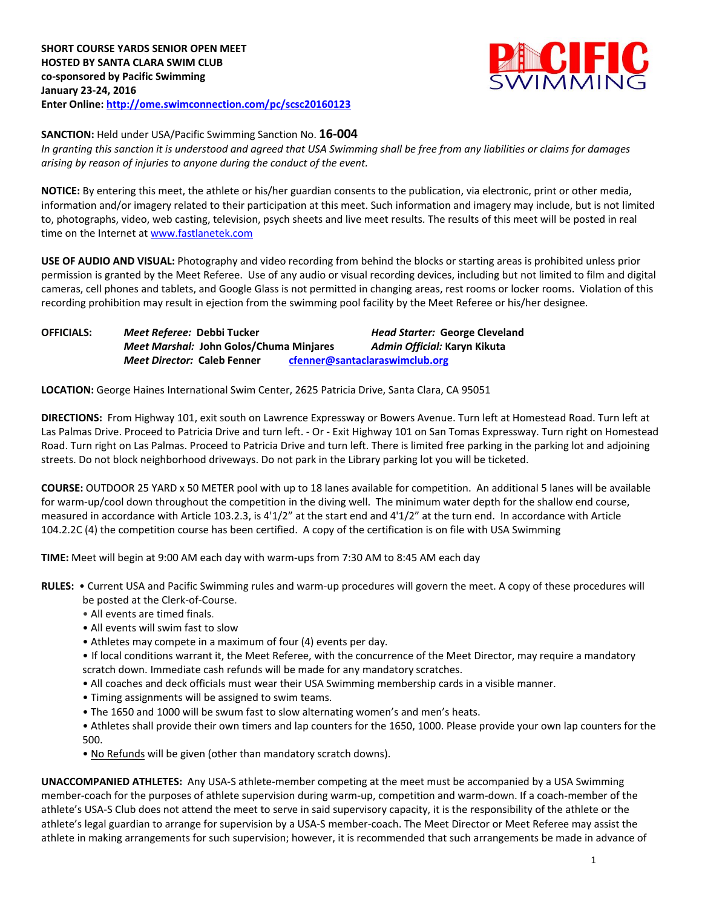**SHORT COURSE YARDS SENIOR OPEN MEET**
**HOSTED BY SANTA CLARA SWIM CLUB**
**co-sponsored by Pacific Swimming**
**January 23-24, 2016**
**Enter Online: [http://ome.swimconnection.com/pc/scsc20160123](http://ome.swimconnection.com/pc/scsc20160123)**

**SANCTION:** Held under USA/Pacific Swimming Sanction No. **16-004**
*In granting this sanction it is understood and agreed that USA Swimming shall be free from any liabilities or claims for damages arising by reason of injuries to anyone during the conduct of the event.*

**NOTICE:** By entering this meet, the athlete or his/her guardian consents to the publication, via electronic, print or other media, information and/or imagery related to their participation at this meet. Such information and imagery may include, but is not limited to, photographs, video, web casting, television, psych sheets and live meet results. The results of this meet will be posted in real time on the Internet at [www.fastlanetek.com](http://www.fastlanetek.com)

**USE OF AUDIO AND VISUAL:** Photography and video recording from behind the blocks or starting areas is prohibited unless prior permission is granted by the Meet Referee. Use of any audio or visual recording devices, including but not limited to film and digital cameras, cell phones and tablets, and Google Glass is not permitted in changing areas, rest rooms or locker rooms. Violation of this recording prohibition may result in ejection from the swimming pool facility by the Meet Referee or his/her designee.

**OFFICIALS:**
***Meet Referee:*** **Debbi Tucker**
***Head Starter:*** **George Cleveland**
***Meet Marshal:*** **John Golos/Chuma Minjares**
***Admin Official:*** **Karyn Kikuta**
***Meet Director:*** **Caleb Fenner** [cfenner@santaclaraswimclub.org](mailto:cfenner@santaclaraswimclub.org)

**LOCATION:** George Haines International Swim Center, 2625 Patricia Drive, Santa Clara, CA 95051

**DIRECTIONS:** From Highway 101, exit south on Lawrence Expressway or Bowers Avenue. Turn left at Homestead Road. Turn left at Las Palmas Drive. Proceed to Patricia Drive and turn left. - Or - Exit Highway 101 on San Tomas Expressway. Turn right on Homestead Road. Turn right on Las Palmas. Proceed to Patricia Drive and turn left. There is limited free parking in the parking lot and adjoining streets. Do not block neighborhood driveways. Do not park in the Library parking lot you will be ticketed.

**COURSE:** OUTDOOR 25 YARD x 50 METER pool with up to 18 lanes available for competition. An additional 5 lanes will be available for warm-up/cool down throughout the competition in the diving well. The minimum water depth for the shallow end course, measured in accordance with Article 103.2.3, is 4'1/2" at the start end and 4'1/2" at the turn end. In accordance with Article 104.2.2C (4) the competition course has been certified. A copy of the certification is on file with USA Swimming

**TIME:** Meet will begin at 9:00 AM each day with warm-ups from 7:30 AM to 8:45 AM each day

**RULES:**
- Current USA and Pacific Swimming rules and warm-up procedures will govern the meet. A copy of these procedures will be posted at the Clerk-of-Course.
- All events are timed finals.
- All events will swim fast to slow
- Athletes may compete in a maximum of four (4) events per day.
- If local conditions warrant it, the Meet Referee, with the concurrence of the Meet Director, may require a mandatory scratch down. Immediate cash refunds will be made for any mandatory scratches.
- All coaches and deck officials must wear their USA Swimming membership cards in a visible manner.
- Timing assignments will be assigned to swim teams.
- The 1650 and 1000 will be swum fast to slow alternating women's and men's heats.
- Athletes shall provide their own timers and lap counters for the 1650, 1000. Please provide your own lap counters for the 500.
- No Refunds will be given (other than mandatory scratch downs).

**UNACCOMPANIED ATHLETES:** Any USA-S athlete-member competing at the meet must be accompanied by a USA Swimming member-coach for the purposes of athlete supervision during warm-up, competition and warm-down. If a coach-member of the athlete's USA-S Club does not attend the meet to serve in said supervisory capacity, it is the responsibility of the athlete or the athlete's legal guardian to arrange for supervision by a USA-S member-coach. The Meet Director or Meet Referee may assist the athlete in making arrangements for such supervision; however, it is recommended that such arrangements be made in advance of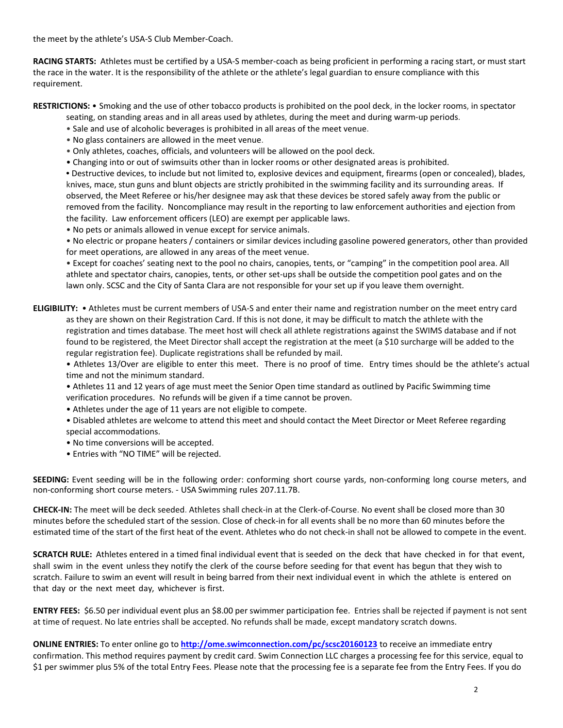the meet by the athlete's USA-S Club Member-Coach.

**RACING STARTS:** Athletes must be certified by a USA-S member-coach as being proficient in performing a racing start, or must start the race in the water. It is the responsibility of the athlete or the athlete's legal guardian to ensure compliance with this requirement.

**RESTRICTIONS:**
- Smoking and the use of other tobacco products is prohibited on the pool deck, in the locker rooms, in spectator seating, on standing areas and in all areas used by athletes, during the meet and during warm-up periods.
- Sale and use of alcoholic beverages is prohibited in all areas of the meet venue.
- No glass containers are allowed in the meet venue.
- Only athletes, coaches, officials, and volunteers will be allowed on the pool deck.
- Changing into or out of swimsuits other than in locker rooms or other designated areas is prohibited.
- Destructive devices, to include but not limited to, explosive devices and equipment, firearms (open or concealed), blades, knives, mace, stun guns and blunt objects are strictly prohibited in the swimming facility and its surrounding areas. If observed, the Meet Referee or his/her designee may ask that these devices be stored safely away from the public or removed from the facility. Noncompliance may result in the reporting to law enforcement authorities and ejection from the facility. Law enforcement officers (LEO) are exempt per applicable laws.
- No pets or animals allowed in venue except for service animals.
- No electric or propane heaters / containers or similar devices including gasoline powered generators, other than provided for meet operations, are allowed in any areas of the meet venue.
- Except for coaches' seating next to the pool no chairs, canopies, tents, or "camping" in the competition pool area. All athlete and spectator chairs, canopies, tents, or other set-ups shall be outside the competition pool gates and on the lawn only. SCSC and the City of Santa Clara are not responsible for your set up if you leave them overnight.

**ELIGIBILITY:**
- Athletes must be current members of USA-S and enter their name and registration number on the meet entry card as they are shown on their Registration Card. If this is not done, it may be difficult to match the athlete with the registration and times database. The meet host will check all athlete registrations against the SWIMS database and if not found to be registered, the Meet Director shall accept the registration at the meet (a $10 surcharge will be added to the regular registration fee). Duplicate registrations shall be refunded by mail.
- Athletes 13/Over are eligible to enter this meet. There is no proof of time. Entry times should be the athlete's actual time and not the minimum standard.
- Athletes 11 and 12 years of age must meet the Senior Open time standard as outlined by Pacific Swimming time verification procedures. No refunds will be given if a time cannot be proven.
- Athletes under the age of 11 years are not eligible to compete.
- Disabled athletes are welcome to attend this meet and should contact the Meet Director or Meet Referee regarding special accommodations.
- No time conversions will be accepted.
- Entries with "NO TIME" will be rejected.

**SEEDING:** Event seeding will be in the following order: conforming short course yards, non-conforming long course meters, and non-conforming short course meters. - USA Swimming rules 207.11.7B.

**CHECK-IN:** The meet will be deck seeded. Athletes shall check-in at the Clerk-of-Course. No event shall be closed more than 30 minutes before the scheduled start of the session. Close of check-in for all events shall be no more than 60 minutes before the estimated time of the start of the first heat of the event. Athletes who do not check-in shall not be allowed to compete in the event.

**SCRATCH RULE:** Athletes entered in a timed final individual event that is seeded on the deck that have checked in for that event, shall swim in the event unless they notify the clerk of the course before seeding for that event has begun that they wish to scratch. Failure to swim an event will result in being barred from their next individual event in which the athlete is entered on that day or the next meet day, whichever is first.

**ENTRY FEES:** $6.50 per individual event plus an $8.00 per swimmer participation fee. Entries shall be rejected if payment is not sent at time of request. No late entries shall be accepted. No refunds shall be made, except mandatory scratch downs.

**ONLINE ENTRIES:** To enter online go to **http://ome.swimconnection.com/pc/scsc20160123** to receive an immediate entry confirmation. This method requires payment by credit card. Swim Connection LLC charges a processing fee for this service, equal to $1 per swimmer plus 5% of the total Entry Fees. Please note that the processing fee is a separate fee from the Entry Fees. If you do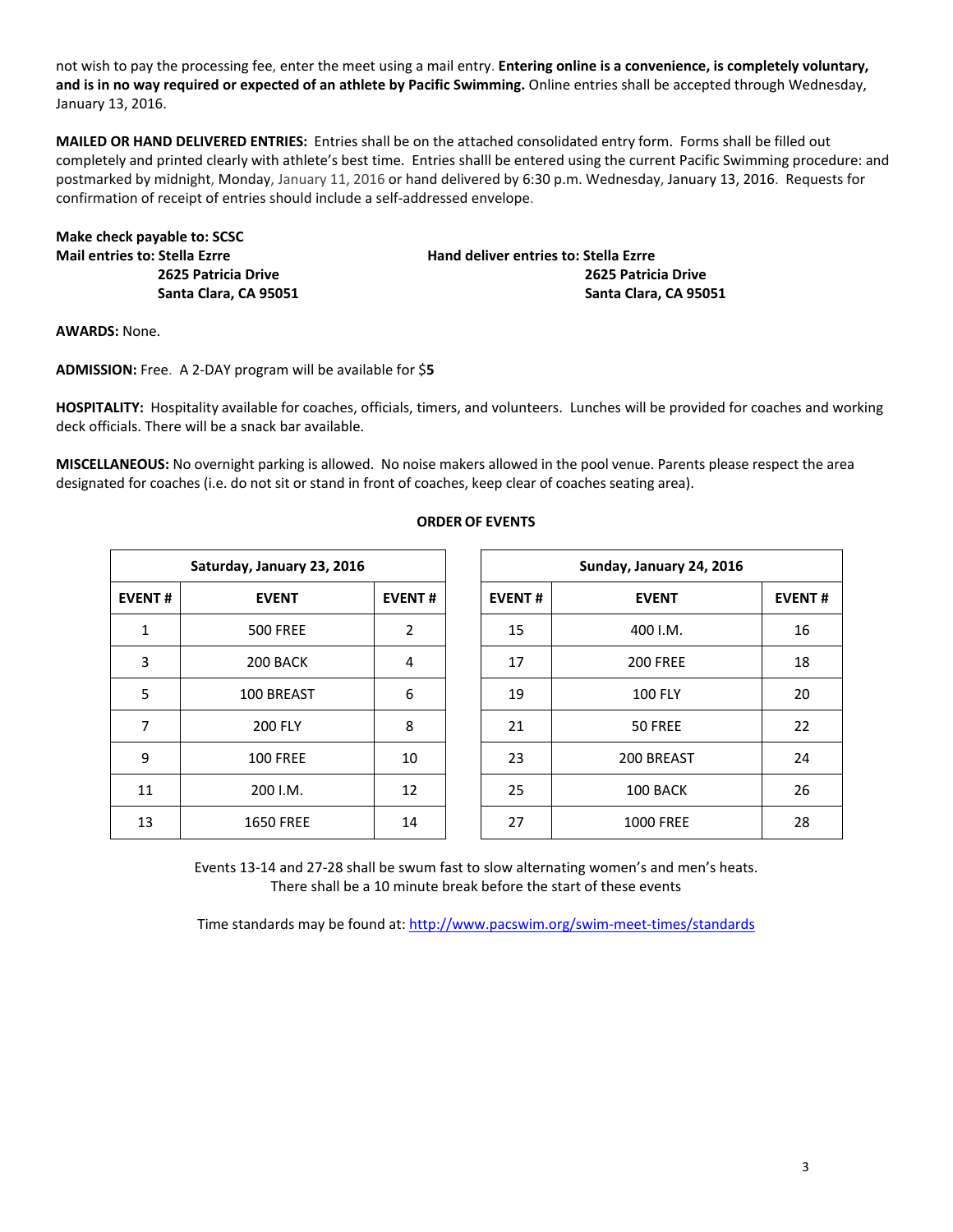not wish to pay the processing fee, enter the meet using a mail entry. **Entering online is a convenience, is completely voluntary, and is in no way required or expected of an athlete by Pacific Swimming.** Online entries shall be accepted through Wednesday, January 13, 2016.

**MAILED OR HAND DELIVERED ENTRIES:** Entries shall be on the attached consolidated entry form. Forms shall be filled out completely and printed clearly with athlete's best time. Entries shalll be entered using the current Pacific Swimming procedure: and postmarked by midnight, Monday, January 11, 2016 or hand delivered by 6:30 p.m. Wednesday, January 13, 2016. Requests for confirmation of receipt of entries should include a self-addressed envelope.

**Make check payable to: SCSC**

**Mail entries to: Stella Ezrre**
**2625 Patricia Drive**
**Santa Clara, CA 95051**

**Hand deliver entries to: Stella Ezrre**
**2625 Patricia Drive**
**Santa Clara, CA 95051**

**AWARDS:** None.

**ADMISSION:** Free. A 2-DAY program will be available for $**5**

**HOSPITALITY:** Hospitality available for coaches, officials, timers, and volunteers. Lunches will be provided for coaches and working deck officials. There will be a snack bar available.

**MISCELLANEOUS:** No overnight parking is allowed. No noise makers allowed in the pool venue. Parents please respect the area designated for coaches (i.e. do not sit or stand in front of coaches, keep clear of coaches seating area).

**ORDER OF EVENTS**

| Saturday, January 23, 2016 | | |
|---|---|---|
| **EVENT #** | **EVENT** | **EVENT #** |
| 1 | 500 FREE | 2 |
| 3 | 200 BACK | 4 |
| 5 | 100 BREAST | 6 |
| 7 | 200 FLY | 8 |
| 9 | 100 FREE | 10 |
| 11 | 200 I.M. | 12 |
| 13 | 1650 FREE | 14 |

| Sunday, January 24, 2016 | | |
|---|---|---|
| **EVENT #** | **EVENT** | **EVENT #** |
| 15 | 400 I.M. | 16 |
| 17 | 200 FREE | 18 |
| 19 | 100 FLY | 20 |
| 21 | 50 FREE | 22 |
| 23 | 200 BREAST | 24 |
| 25 | 100 BACK | 26 |
| 27 | 1000 FREE | 28 |

Events 13-14 and 27-28 shall be swum fast to slow alternating women's and men's heats.
There shall be a 10 minute break before the start of these events

Time standards may be found at: http://www.pacswim.org/swim-meet-times/standards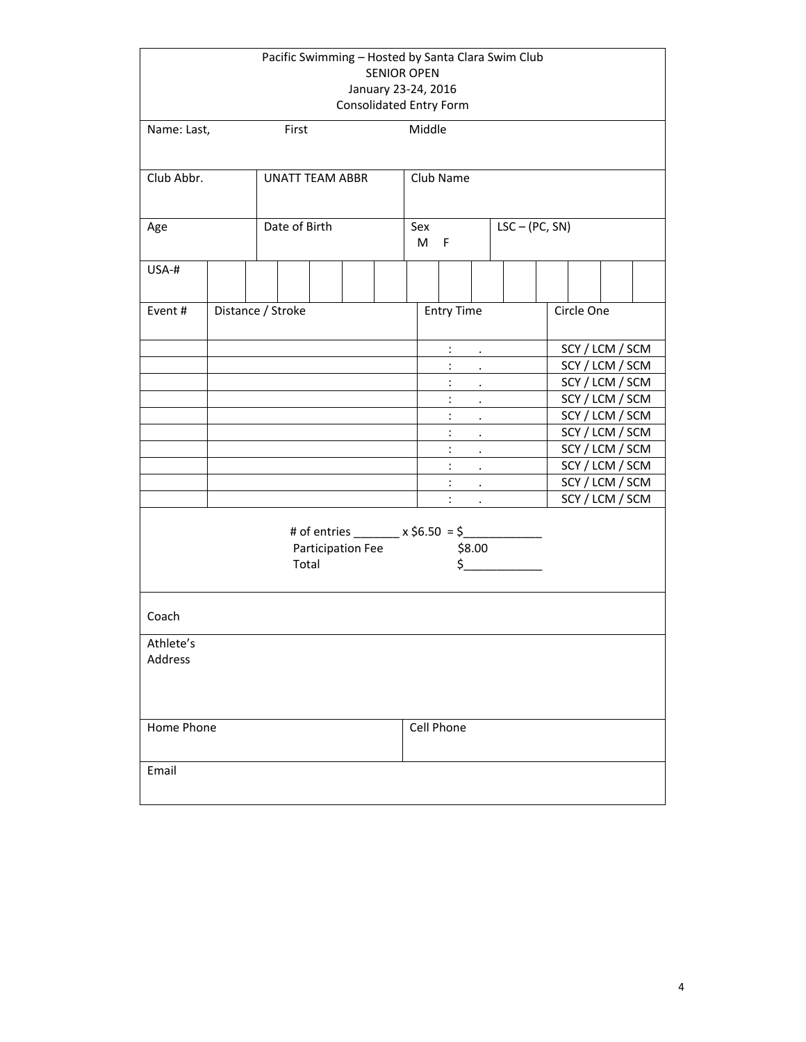Pacific Swimming – Hosted by Santa Clara Swim Club
SENIOR OPEN
January 23-24, 2016
Consolidated Entry Form

| Name: Last, | First | Middle |
|---|---|---|
| | | |

| Club Abbr. | UNATT TEAM ABBR | Club Name |
|---|---|---|
| | | |

| Age | Date of Birth | Sex M F | LSC – (PC, SN) |
|---|---|---|---|
| | | | |

| USA-# | | | | | | | | | | | | | | |
|---|---|---|---|---|---|---|---|---|---|---|---|---|---|---|
| | | | | | | | | | | | | | | |

| Event # | Distance / Stroke | Entry Time | Circle One |
|---|---|---|---|
| | | : . | SCY / LCM / SCM |
| | | : . | SCY / LCM / SCM |
| | | : . | SCY / LCM / SCM |
| | | : . | SCY / LCM / SCM |
| | | : . | SCY / LCM / SCM |
| | | : . | SCY / LCM / SCM |
| | | : . | SCY / LCM / SCM |
| | | : . | SCY / LCM / SCM |
| | | : . | SCY / LCM / SCM |
| | | : . | SCY / LCM / SCM |

# of entries _______ x $6.50 = $____________
Participation Fee $8.00
Total $____________

Coach

Athlete's Address

| Home Phone | Cell Phone |
|---|---|
| | |

Email